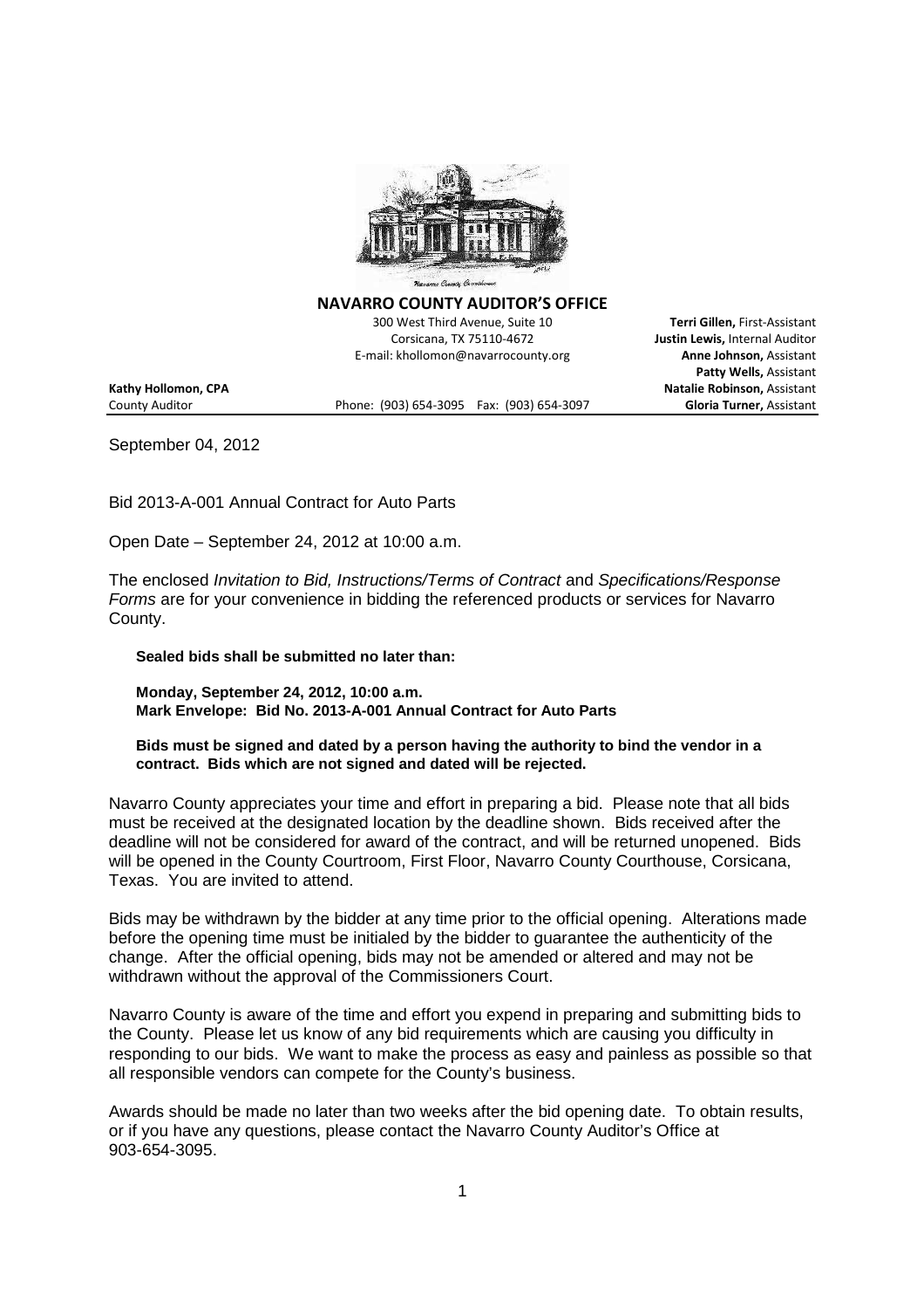**NAVARRO COUNTY AUDITOR'S OFFICE**

300 West Third Avenue, Suite 10
Corsicana, TX 75110-4672
E-mail: khollomon@navarrocounty.org

**Terri Gillen,** First-Assistant
**Justin Lewis,** Internal Auditor
**Anne Johnson,** Assistant
**Patty Wells,** Assistant
**Natalie Robinson,** Assistant
**Gloria Turner,** Assistant

**Kathy Hollomon, CPA**
County Auditor

Phone: (903) 654-3095 Fax: (903) 654-3097

September 04, 2012

Bid 2013-A-001 Annual Contract for Auto Parts

Open Date – September 24, 2012 at 10:00 a.m.

The enclosed *Invitation to Bid, Instructions/Terms of Contract* and *Specifications/Response Forms* are for your convenience in bidding the referenced products or services for Navarro County.

**Sealed bids shall be submitted no later than:**

**Monday, September 24, 2012, 10:00 a.m.**
**Mark Envelope: Bid No. 2013-A-001 Annual Contract for Auto Parts**

**Bids must be signed and dated by a person having the authority to bind the vendor in a contract. Bids which are not signed and dated will be rejected.**

Navarro County appreciates your time and effort in preparing a bid. Please note that all bids must be received at the designated location by the deadline shown. Bids received after the deadline will not be considered for award of the contract, and will be returned unopened. Bids will be opened in the County Courtroom, First Floor, Navarro County Courthouse, Corsicana, Texas. You are invited to attend.

Bids may be withdrawn by the bidder at any time prior to the official opening. Alterations made before the opening time must be initialed by the bidder to guarantee the authenticity of the change. After the official opening, bids may not be amended or altered and may not be withdrawn without the approval of the Commissioners Court.

Navarro County is aware of the time and effort you expend in preparing and submitting bids to the County. Please let us know of any bid requirements which are causing you difficulty in responding to our bids. We want to make the process as easy and painless as possible so that all responsible vendors can compete for the County's business.

Awards should be made no later than two weeks after the bid opening date. To obtain results, or if you have any questions, please contact the Navarro County Auditor's Office at 903-654-3095.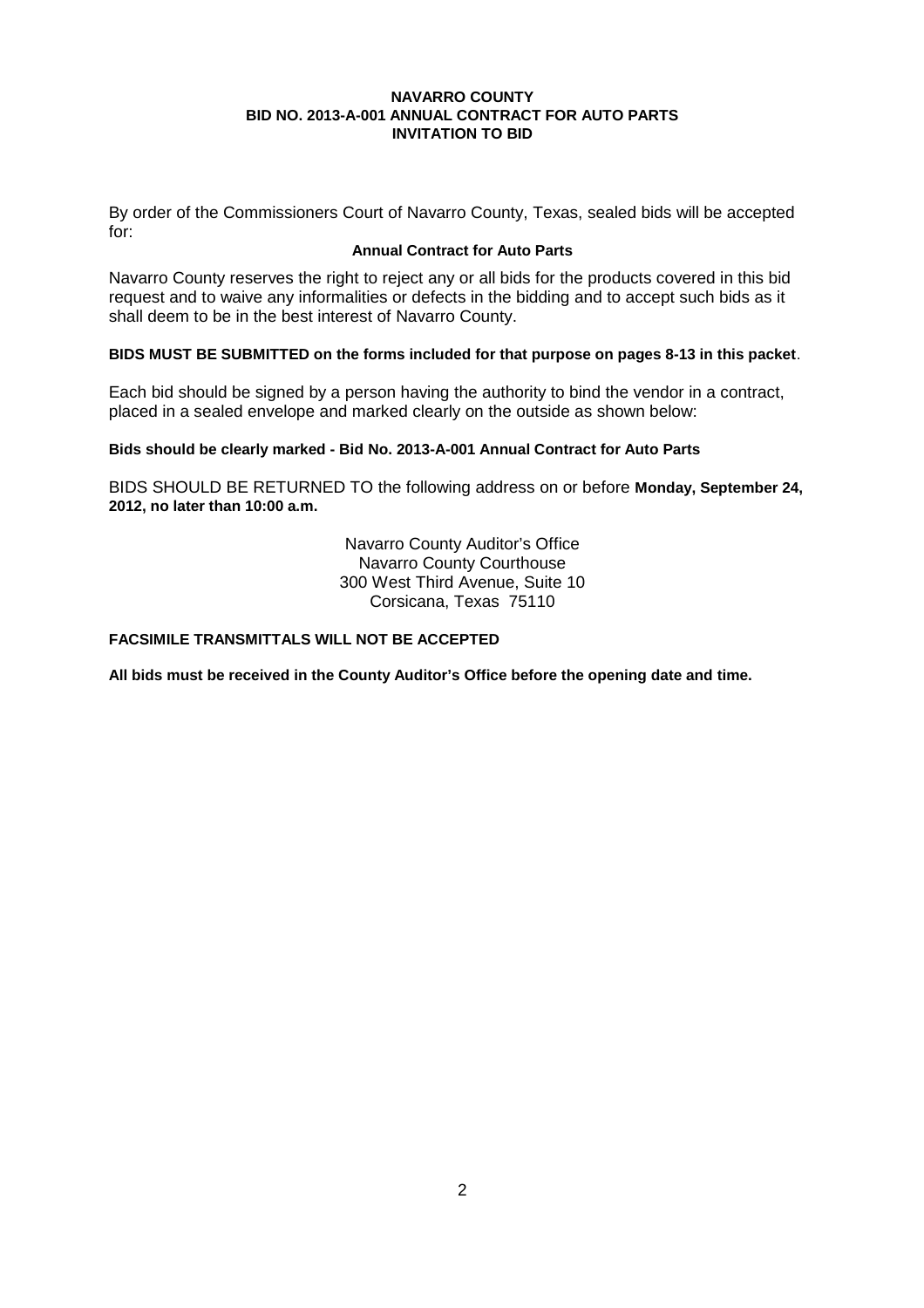**NAVARRO COUNTY**
**BID NO. 2013-A-001 ANNUAL CONTRACT FOR AUTO PARTS**
**INVITATION TO BID**

By order of the Commissioners Court of Navarro County, Texas, sealed bids will be accepted for:

**Annual Contract for Auto Parts**

Navarro County reserves the right to reject any or all bids for the products covered in this bid request and to waive any informalities or defects in the bidding and to accept such bids as it shall deem to be in the best interest of Navarro County.

**BIDS MUST BE SUBMITTED on the forms included for that purpose on pages 8-13 in this packet**.

Each bid should be signed by a person having the authority to bind the vendor in a contract, placed in a sealed envelope and marked clearly on the outside as shown below:

**Bids should be clearly marked - Bid No. 2013-A-001 Annual Contract for Auto Parts**

BIDS SHOULD BE RETURNED TO the following address on or before **Monday, September 24, 2012, no later than 10:00 a.m.**

Navarro County Auditor's Office
Navarro County Courthouse
300 West Third Avenue, Suite 10
Corsicana, Texas 75110

**FACSIMILE TRANSMITTALS WILL NOT BE ACCEPTED**

**All bids must be received in the County Auditor's Office before the opening date and time.**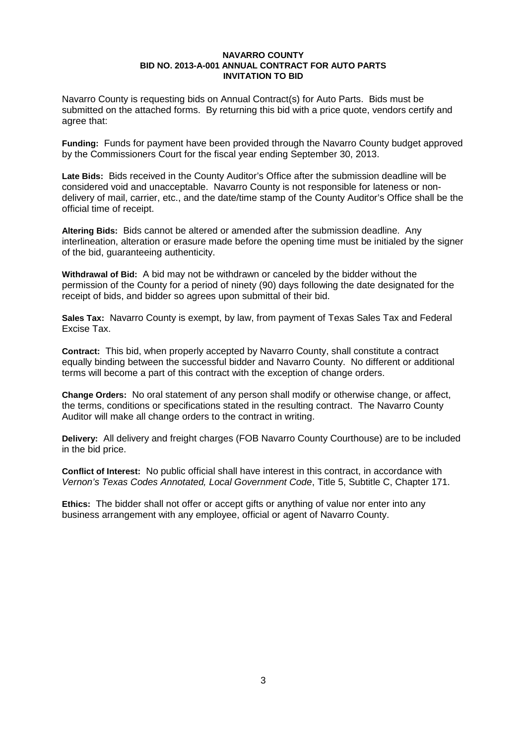**NAVARRO COUNTY**
**BID NO. 2013-A-001 ANNUAL CONTRACT FOR AUTO PARTS**
**INVITATION TO BID**

Navarro County is requesting bids on Annual Contract(s) for Auto Parts. Bids must be submitted on the attached forms. By returning this bid with a price quote, vendors certify and agree that:

**Funding:** Funds for payment have been provided through the Navarro County budget approved by the Commissioners Court for the fiscal year ending September 30, 2013.

**Late Bids:** Bids received in the County Auditor's Office after the submission deadline will be considered void and unacceptable. Navarro County is not responsible for lateness or non-delivery of mail, carrier, etc., and the date/time stamp of the County Auditor's Office shall be the official time of receipt.

**Altering Bids:** Bids cannot be altered or amended after the submission deadline. Any interlineation, alteration or erasure made before the opening time must be initialed by the signer of the bid, guaranteeing authenticity.

**Withdrawal of Bid:** A bid may not be withdrawn or canceled by the bidder without the permission of the County for a period of ninety (90) days following the date designated for the receipt of bids, and bidder so agrees upon submittal of their bid.

**Sales Tax:** Navarro County is exempt, by law, from payment of Texas Sales Tax and Federal Excise Tax.

**Contract:** This bid, when properly accepted by Navarro County, shall constitute a contract equally binding between the successful bidder and Navarro County. No different or additional terms will become a part of this contract with the exception of change orders.

**Change Orders:** No oral statement of any person shall modify or otherwise change, or affect, the terms, conditions or specifications stated in the resulting contract. The Navarro County Auditor will make all change orders to the contract in writing.

**Delivery:** All delivery and freight charges (FOB Navarro County Courthouse) are to be included in the bid price.

**Conflict of Interest:** No public official shall have interest in this contract, in accordance with *Vernon's Texas Codes Annotated, Local Government Code*, Title 5, Subtitle C, Chapter 171.

**Ethics:** The bidder shall not offer or accept gifts or anything of value nor enter into any business arrangement with any employee, official or agent of Navarro County.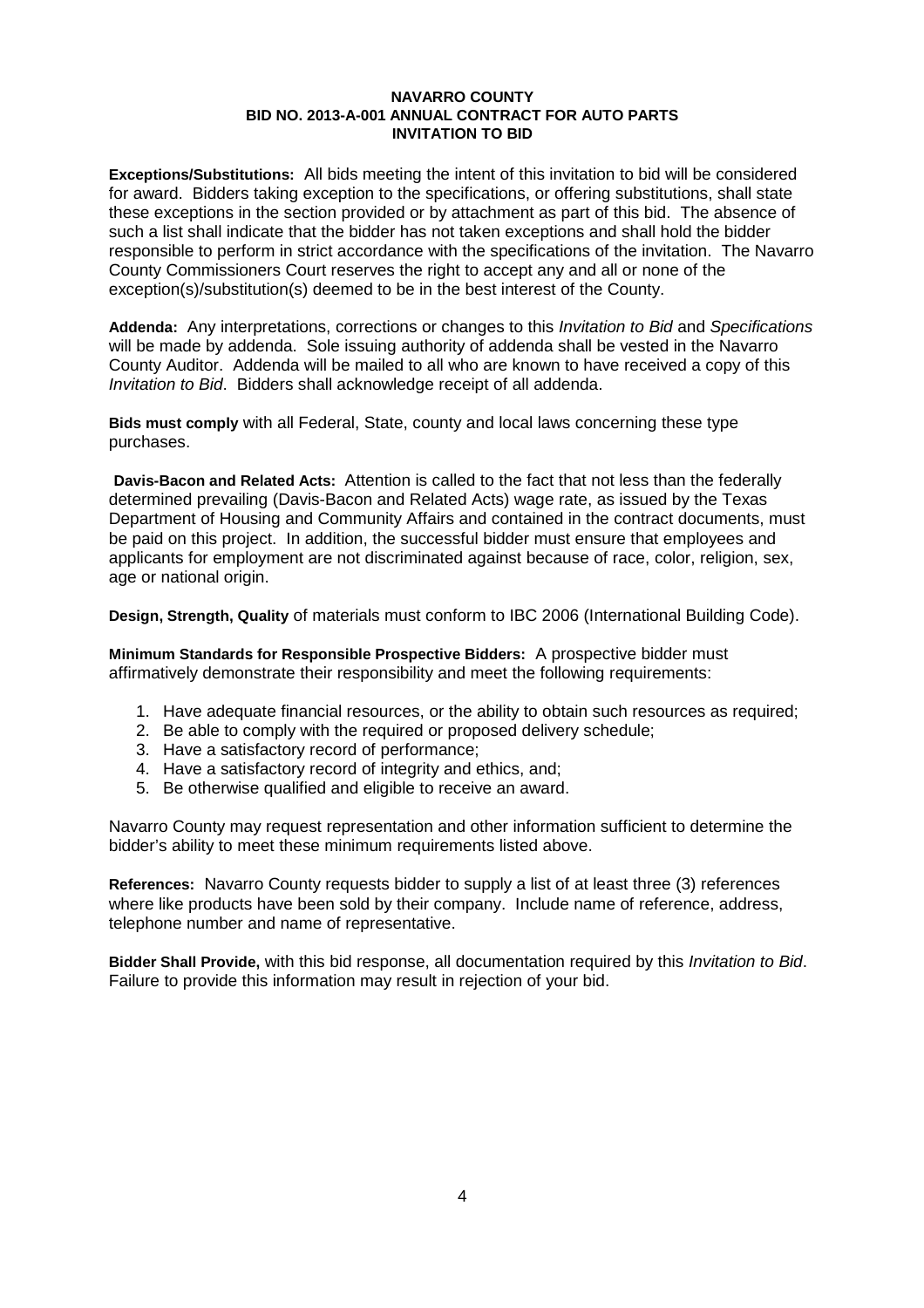**NAVARRO COUNTY**
**BID NO. 2013-A-001 ANNUAL CONTRACT FOR AUTO PARTS**
**INVITATION TO BID**

**Exceptions/Substitutions:** All bids meeting the intent of this invitation to bid will be considered for award. Bidders taking exception to the specifications, or offering substitutions, shall state these exceptions in the section provided or by attachment as part of this bid. The absence of such a list shall indicate that the bidder has not taken exceptions and shall hold the bidder responsible to perform in strict accordance with the specifications of the invitation. The Navarro County Commissioners Court reserves the right to accept any and all or none of the exception(s)/substitution(s) deemed to be in the best interest of the County.

**Addenda:** Any interpretations, corrections or changes to this *Invitation to Bid* and *Specifications* will be made by addenda. Sole issuing authority of addenda shall be vested in the Navarro County Auditor. Addenda will be mailed to all who are known to have received a copy of this *Invitation to Bid*. Bidders shall acknowledge receipt of all addenda.

**Bids must comply** with all Federal, State, county and local laws concerning these type purchases.

**Davis-Bacon and Related Acts:** Attention is called to the fact that not less than the federally determined prevailing (Davis-Bacon and Related Acts) wage rate, as issued by the Texas Department of Housing and Community Affairs and contained in the contract documents, must be paid on this project. In addition, the successful bidder must ensure that employees and applicants for employment are not discriminated against because of race, color, religion, sex, age or national origin.

**Design, Strength, Quality** of materials must conform to IBC 2006 (International Building Code).

**Minimum Standards for Responsible Prospective Bidders:** A prospective bidder must affirmatively demonstrate their responsibility and meet the following requirements:

1. Have adequate financial resources, or the ability to obtain such resources as required;
2. Be able to comply with the required or proposed delivery schedule;
3. Have a satisfactory record of performance;
4. Have a satisfactory record of integrity and ethics, and;
5. Be otherwise qualified and eligible to receive an award.

Navarro County may request representation and other information sufficient to determine the bidder's ability to meet these minimum requirements listed above.

**References:** Navarro County requests bidder to supply a list of at least three (3) references where like products have been sold by their company. Include name of reference, address, telephone number and name of representative.

**Bidder Shall Provide,** with this bid response, all documentation required by this *Invitation to Bid*. Failure to provide this information may result in rejection of your bid.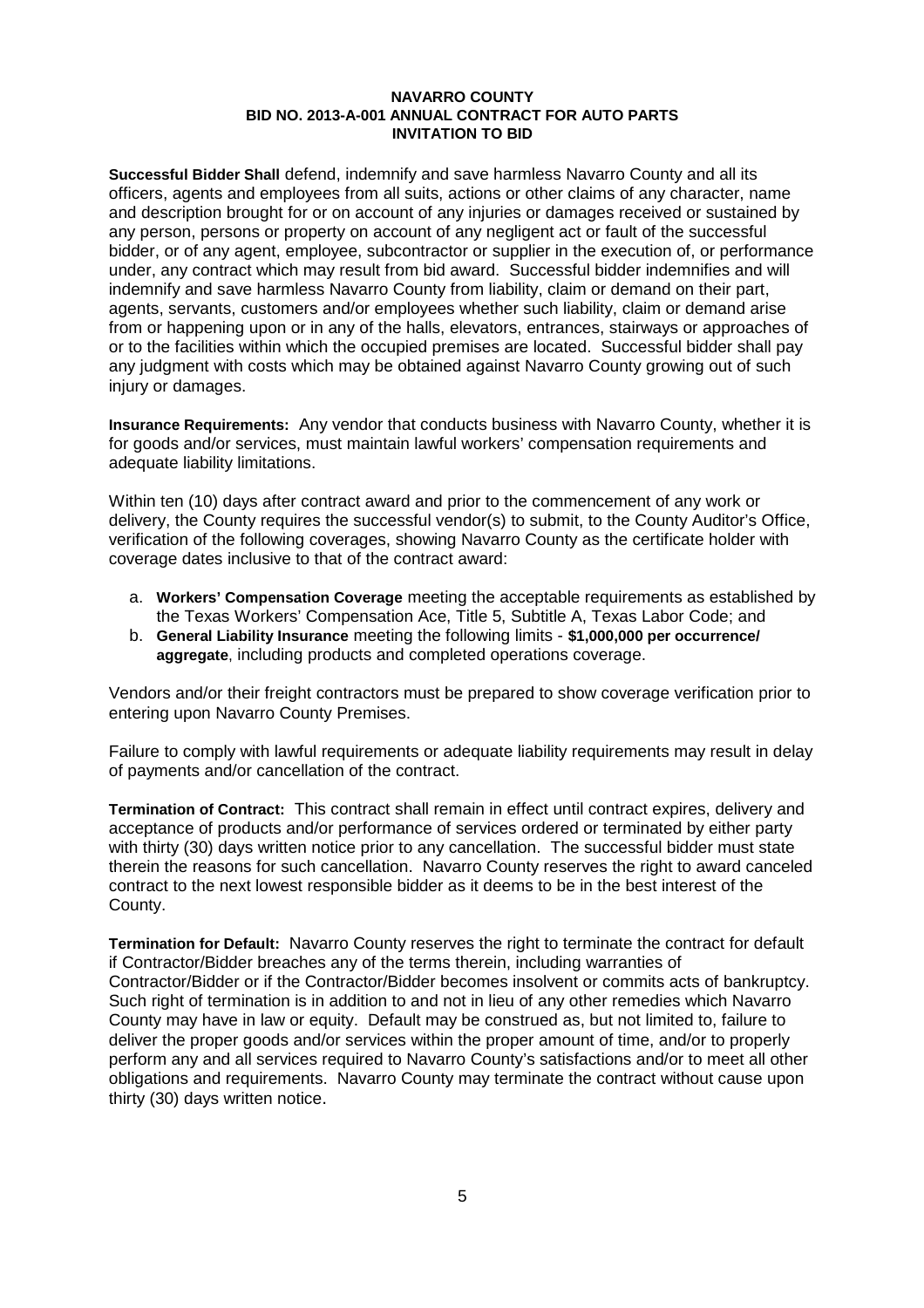**NAVARRO COUNTY**
**BID NO. 2013-A-001 ANNUAL CONTRACT FOR AUTO PARTS**
**INVITATION TO BID**

**Successful Bidder Shall** defend, indemnify and save harmless Navarro County and all its officers, agents and employees from all suits, actions or other claims of any character, name and description brought for or on account of any injuries or damages received or sustained by any person, persons or property on account of any negligent act or fault of the successful bidder, or of any agent, employee, subcontractor or supplier in the execution of, or performance under, any contract which may result from bid award. Successful bidder indemnifies and will indemnify and save harmless Navarro County from liability, claim or demand on their part, agents, servants, customers and/or employees whether such liability, claim or demand arise from or happening upon or in any of the halls, elevators, entrances, stairways or approaches of or to the facilities within which the occupied premises are located. Successful bidder shall pay any judgment with costs which may be obtained against Navarro County growing out of such injury or damages.

**Insurance Requirements:** Any vendor that conducts business with Navarro County, whether it is for goods and/or services, must maintain lawful workers' compensation requirements and adequate liability limitations.

Within ten (10) days after contract award and prior to the commencement of any work or delivery, the County requires the successful vendor(s) to submit, to the County Auditor's Office, verification of the following coverages, showing Navarro County as the certificate holder with coverage dates inclusive to that of the contract award:

a. **Workers' Compensation Coverage** meeting the acceptable requirements as established by the Texas Workers' Compensation Ace, Title 5, Subtitle A, Texas Labor Code; and
b. **General Liability Insurance** meeting the following limits - **$1,000,000 per occurrence/ aggregate**, including products and completed operations coverage.

Vendors and/or their freight contractors must be prepared to show coverage verification prior to entering upon Navarro County Premises.

Failure to comply with lawful requirements or adequate liability requirements may result in delay of payments and/or cancellation of the contract.

**Termination of Contract:** This contract shall remain in effect until contract expires, delivery and acceptance of products and/or performance of services ordered or terminated by either party with thirty (30) days written notice prior to any cancellation. The successful bidder must state therein the reasons for such cancellation. Navarro County reserves the right to award canceled contract to the next lowest responsible bidder as it deems to be in the best interest of the County.

**Termination for Default:** Navarro County reserves the right to terminate the contract for default if Contractor/Bidder breaches any of the terms therein, including warranties of Contractor/Bidder or if the Contractor/Bidder becomes insolvent or commits acts of bankruptcy. Such right of termination is in addition to and not in lieu of any other remedies which Navarro County may have in law or equity. Default may be construed as, but not limited to, failure to deliver the proper goods and/or services within the proper amount of time, and/or to properly perform any and all services required to Navarro County's satisfactions and/or to meet all other obligations and requirements. Navarro County may terminate the contract without cause upon thirty (30) days written notice.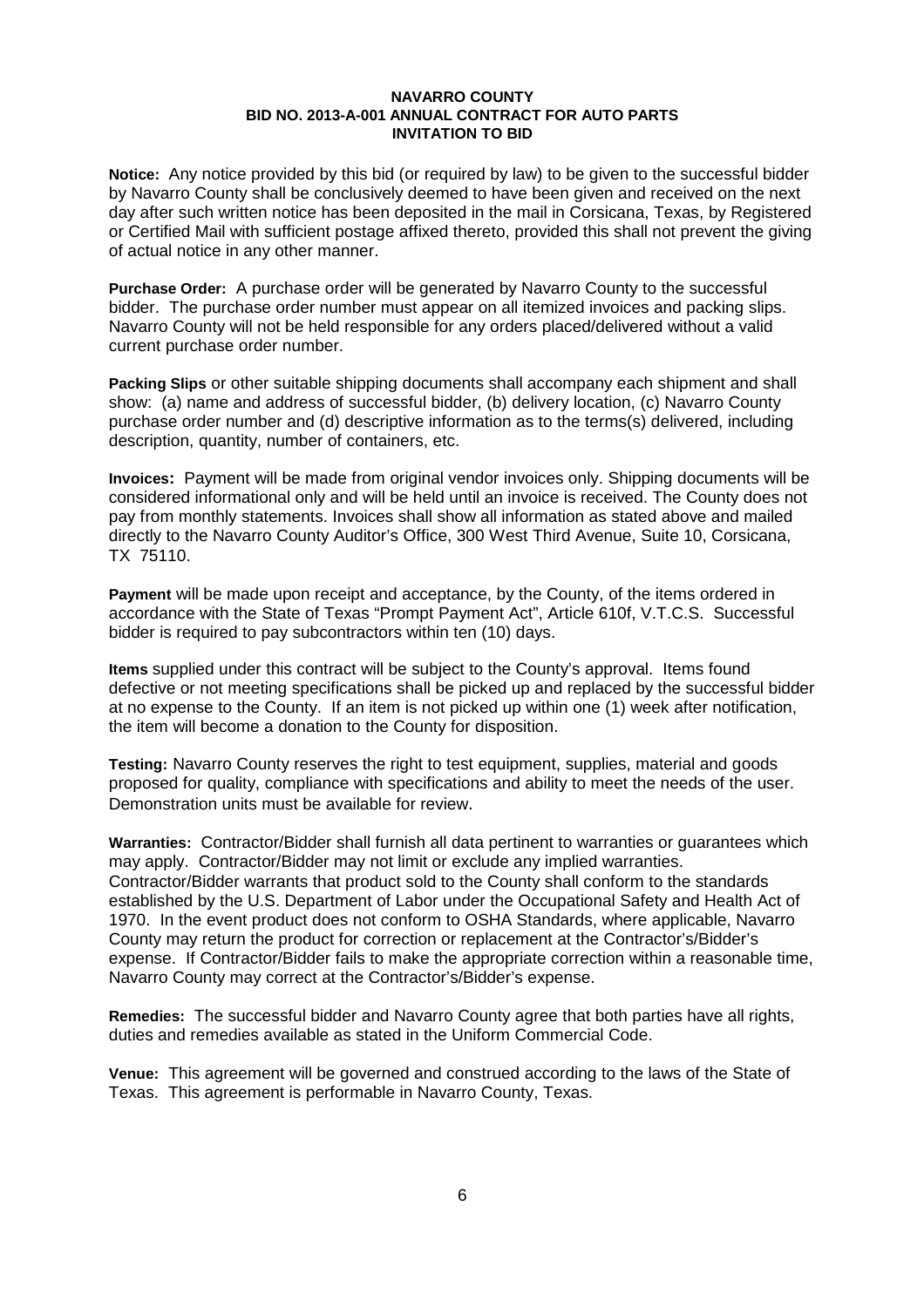**NAVARRO COUNTY**
**BID NO. 2013-A-001 ANNUAL CONTRACT FOR AUTO PARTS**
**INVITATION TO BID**

**Notice:** Any notice provided by this bid (or required by law) to be given to the successful bidder by Navarro County shall be conclusively deemed to have been given and received on the next day after such written notice has been deposited in the mail in Corsicana, Texas, by Registered or Certified Mail with sufficient postage affixed thereto, provided this shall not prevent the giving of actual notice in any other manner.

**Purchase Order:** A purchase order will be generated by Navarro County to the successful bidder. The purchase order number must appear on all itemized invoices and packing slips. Navarro County will not be held responsible for any orders placed/delivered without a valid current purchase order number.

**Packing Slips** or other suitable shipping documents shall accompany each shipment and shall show: (a) name and address of successful bidder, (b) delivery location, (c) Navarro County purchase order number and (d) descriptive information as to the terms(s) delivered, including description, quantity, number of containers, etc.

**Invoices:** Payment will be made from original vendor invoices only. Shipping documents will be considered informational only and will be held until an invoice is received. The County does not pay from monthly statements. Invoices shall show all information as stated above and mailed directly to the Navarro County Auditor's Office, 300 West Third Avenue, Suite 10, Corsicana, TX 75110.

**Payment** will be made upon receipt and acceptance, by the County, of the items ordered in accordance with the State of Texas "Prompt Payment Act", Article 610f, V.T.C.S. Successful bidder is required to pay subcontractors within ten (10) days.

**Items** supplied under this contract will be subject to the County's approval. Items found defective or not meeting specifications shall be picked up and replaced by the successful bidder at no expense to the County. If an item is not picked up within one (1) week after notification, the item will become a donation to the County for disposition.

**Testing:** Navarro County reserves the right to test equipment, supplies, material and goods proposed for quality, compliance with specifications and ability to meet the needs of the user. Demonstration units must be available for review.

**Warranties:** Contractor/Bidder shall furnish all data pertinent to warranties or guarantees which may apply. Contractor/Bidder may not limit or exclude any implied warranties. Contractor/Bidder warrants that product sold to the County shall conform to the standards established by the U.S. Department of Labor under the Occupational Safety and Health Act of 1970. In the event product does not conform to OSHA Standards, where applicable, Navarro County may return the product for correction or replacement at the Contractor's/Bidder's expense. If Contractor/Bidder fails to make the appropriate correction within a reasonable time, Navarro County may correct at the Contractor's/Bidder's expense.

**Remedies:** The successful bidder and Navarro County agree that both parties have all rights, duties and remedies available as stated in the Uniform Commercial Code.

**Venue:** This agreement will be governed and construed according to the laws of the State of Texas. This agreement is performable in Navarro County, Texas.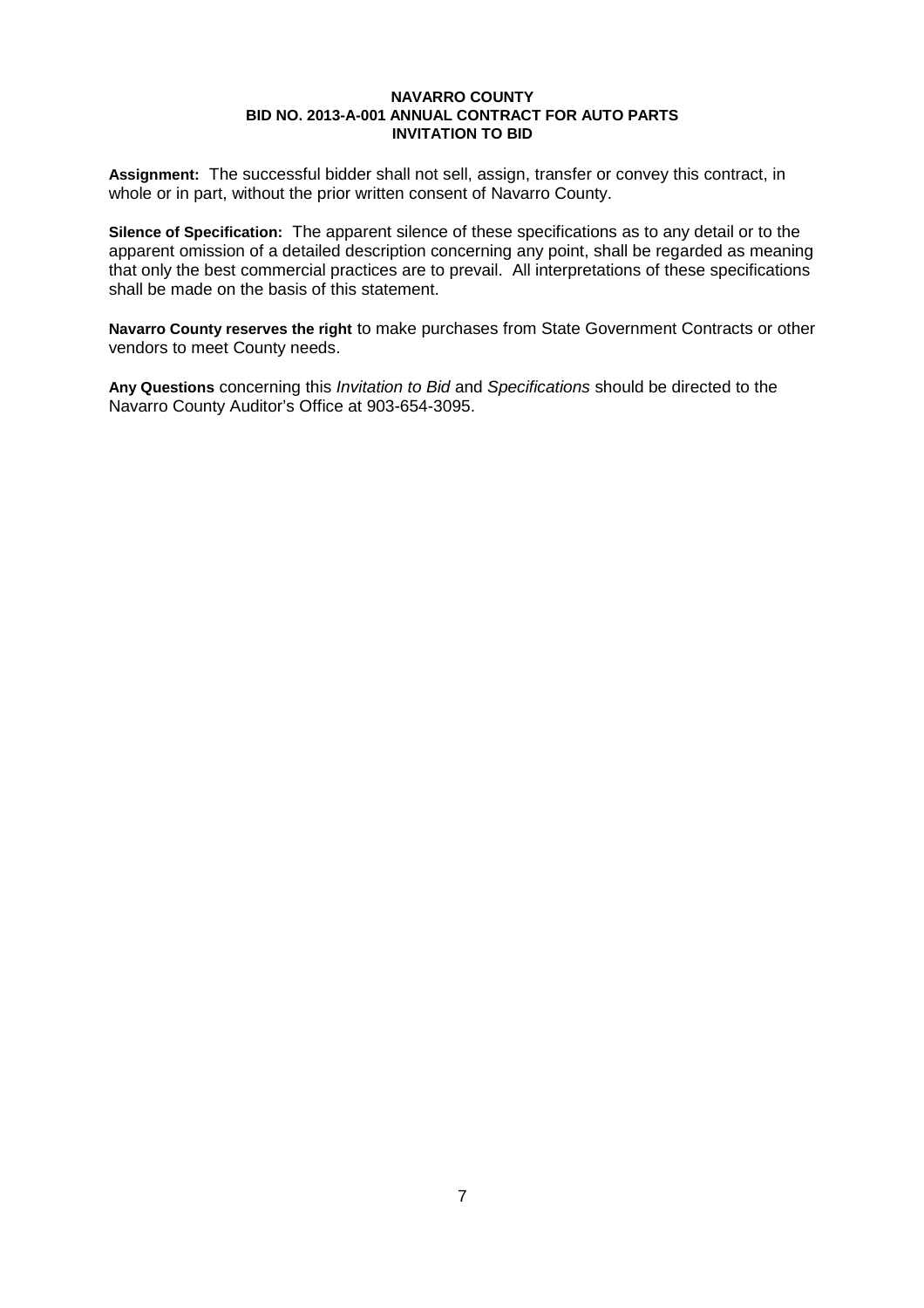**Assignment:** The successful bidder shall not sell, assign, transfer or convey this contract, in whole or in part, without the prior written consent of Navarro County.

**Silence of Specification:** The apparent silence of these specifications as to any detail or to the apparent omission of a detailed description concerning any point, shall be regarded as meaning that only the best commercial practices are to prevail. All interpretations of these specifications shall be made on the basis of this statement.

**Navarro County reserves the right** to make purchases from State Government Contracts or other vendors to meet County needs.

**Any Questions** concerning this *Invitation to Bid* and *Specifications* should be directed to the Navarro County Auditor's Office at 903-654-3095.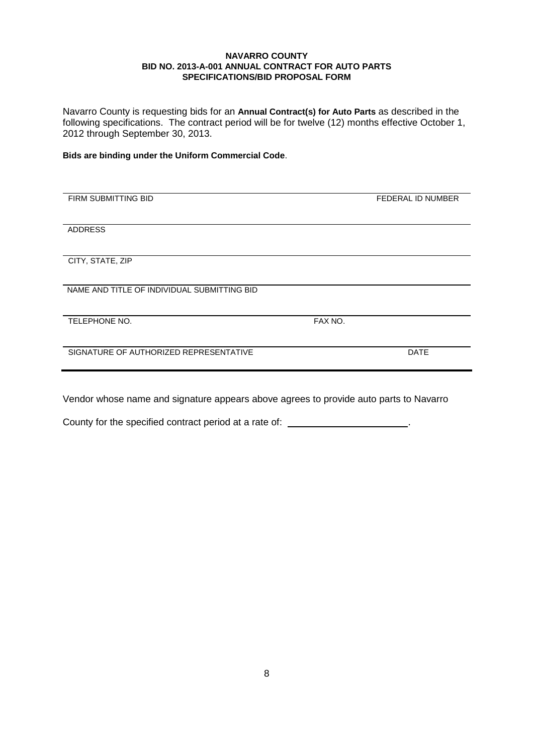**NAVARRO COUNTY**
**BID NO. 2013-A-001 ANNUAL CONTRACT FOR AUTO PARTS**
**SPECIFICATIONS/BID PROPOSAL FORM**

Navarro County is requesting bids for an **Annual Contract(s) for Auto Parts** as described in the following specifications. The contract period will be for twelve (12) months effective October 1, 2012 through September 30, 2013.

**Bids are binding under the Uniform Commercial Code**.

______________________________________________________________
FIRM SUBMITTING BID | FEDERAL ID NUMBER

______________________________________________________________
ADDRESS

______________________________________________________________
CITY, STATE, ZIP

______________________________________________________________
NAME AND TITLE OF INDIVIDUAL SUBMITTING BID

______________________________________________________________
TELEPHONE NO. | FAX NO.

______________________________________________________________
SIGNATURE OF AUTHORIZED REPRESENTATIVE | DATE

Vendor whose name and signature appears above agrees to provide auto parts to Navarro County for the specified contract period at a rate of: ______________________.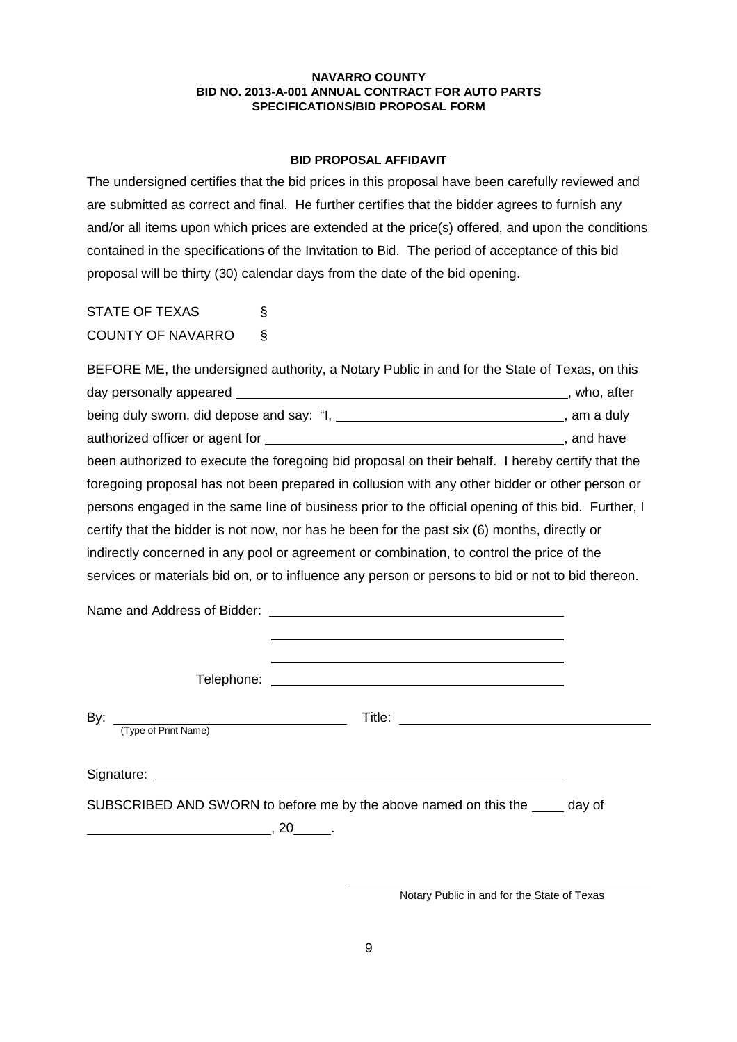**NAVARRO COUNTY**
**BID NO. 2013-A-001 ANNUAL CONTRACT FOR AUTO PARTS**
**SPECIFICATIONS/BID PROPOSAL FORM**

**BID PROPOSAL AFFIDAVIT**

The undersigned certifies that the bid prices in this proposal have been carefully reviewed and are submitted as correct and final. He further certifies that the bidder agrees to furnish any and/or all items upon which prices are extended at the price(s) offered, and upon the conditions contained in the specifications of the Invitation to Bid. The period of acceptance of this bid proposal will be thirty (30) calendar days from the date of the bid opening.

STATE OF TEXAS §
COUNTY OF NAVARRO §

BEFORE ME, the undersigned authority, a Notary Public in and for the State of Texas, on this day personally appeared ______________________________________________, who, after being duly sworn, did depose and say: "I, ________________________________, am a duly authorized officer or agent for __________________________________________, and have been authorized to execute the foregoing bid proposal on their behalf. I hereby certify that the foregoing proposal has not been prepared in collusion with any other bidder or other person or persons engaged in the same line of business prior to the official opening of this bid. Further, I certify that the bidder is not now, nor has he been for the past six (6) months, directly or indirectly concerned in any pool or agreement or combination, to control the price of the services or materials bid on, or to influence any person or persons to bid or not to bid thereon.

Name and Address of Bidder: ________________________________________

________________________________________

________________________________________

Telephone: ________________________________________

By: ________________________________ Title: ________________________________
(Type of Print Name)

Signature: ________________________________________________

SUBSCRIBED AND SWORN to before me by the above named on this the ____ day of ________________________, 20_____.

________________________________________
Notary Public in and for the State of Texas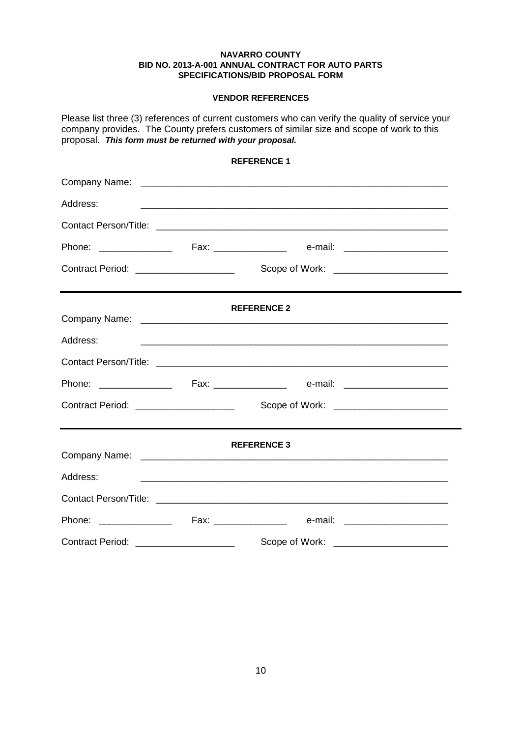**NAVARRO COUNTY**
**BID NO. 2013-A-001 ANNUAL CONTRACT FOR AUTO PARTS**
**SPECIFICATIONS/BID PROPOSAL FORM**

**VENDOR REFERENCES**

Please list three (3) references of current customers who can verify the quality of service your company provides. The County prefers customers of similar size and scope of work to this proposal. ***This form must be returned with your proposal.***

**REFERENCE 1**

Company Name: ____________________________________________________________

Address: ____________________________________________________________

Contact Person/Title: ____________________________________________________________

Phone: ______________ Fax: ______________ e-mail: ____________________

Contract Period: ___________________ Scope of Work: _____________________

---

**REFERENCE 2**

Company Name: ____________________________________________________________

Address: ____________________________________________________________

Contact Person/Title: ____________________________________________________________

Phone: ______________ Fax: ______________ e-mail: ____________________

Contract Period: ___________________ Scope of Work: _____________________

---

**REFERENCE 3**

Company Name: ____________________________________________________________

Address: ____________________________________________________________

Contact Person/Title: ____________________________________________________________

Phone: ______________ Fax: ______________ e-mail: ____________________

Contract Period: ___________________ Scope of Work: _____________________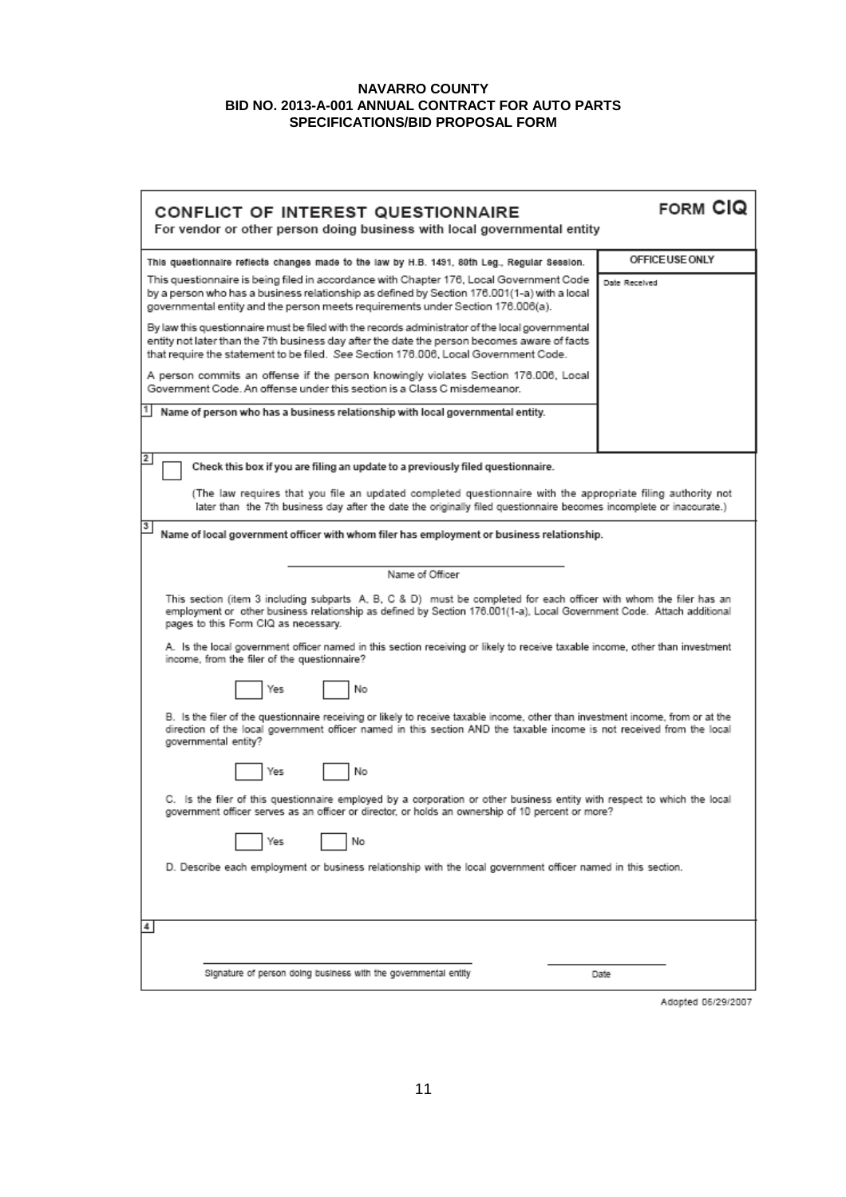**NAVARRO COUNTY**
**BID NO. 2013-A-001 ANNUAL CONTRACT FOR AUTO PARTS**
**SPECIFICATIONS/BID PROPOSAL FORM**

## CONFLICT OF INTEREST QUESTIONNAIRE

**FORM CIQ**

For vendor or other person doing business with local governmental entity

| | OFFICE USE ONLY |
|---|---|
| This questionnaire reflects changes made to the law by H.B. 1491, 80th Leg., Regular Session. | Date Received |

This questionnaire is being filed in accordance with Chapter 176, Local Government Code by a person who has a business relationship as defined by Section 176.001(1-a) with a local governmental entity and the person meets requirements under Section 176.006(a).

By law this questionnaire must be filed with the records administrator of the local governmental entity not later than the 7th business day after the date the person becomes aware of facts that require the statement to be filed. *See* Section 176.006, Local Government Code.

A person commits an offense if the person knowingly violates Section 176.006, Local Government Code. An offense under this section is a Class C misdemeanor.

**1** **Name of person who has a business relationship with local governmental entity.**

**2** ☐ **Check this box if you are filing an update to a previously filed questionnaire.**

(The law requires that you file an updated completed questionnaire with the appropriate filing authority not later than the 7th business day after the date the originally filed questionnaire becomes incomplete or inaccurate.)

**3** **Name of local government officer with whom filer has employment or business relationship.**

\_\_\_\_\_\_\_\_\_\_\_\_\_\_\_\_\_\_\_\_\_\_\_\_\_\_\_\_\_\_\_\_\_\_\_\_
Name of Officer

This section (item 3 including subparts A, B, C & D) must be completed for each officer with whom the filer has an employment or other business relationship as defined by Section 176.001(1-a), Local Government Code. Attach additional pages to this Form CIQ as necessary.

A. Is the local government officer named in this section receiving or likely to receive taxable income, other than investment income, from the filer of the questionnaire?

☐ Yes ☐ No

B. Is the filer of the questionnaire receiving or likely to receive taxable income, other than investment income, from or at the direction of the local government officer named in this section AND the taxable income is not received from the local governmental entity?

☐ Yes ☐ No

C. Is the filer of this questionnaire employed by a corporation or other business entity with respect to which the local government officer serves as an officer or director, or holds an ownership of 10 percent or more?

☐ Yes ☐ No

D. Describe each employment or business relationship with the local government officer named in this section.

**4**

\_\_\_\_\_\_\_\_\_\_\_\_\_\_\_\_\_\_\_\_\_\_\_\_\_\_\_\_\_\_\_\_\_\_\_\_ \_\_\_\_\_\_\_\_\_\_\_\_\_\_\_\_
Signature of person doing business with the governmental entity Date

Adopted 06/29/2007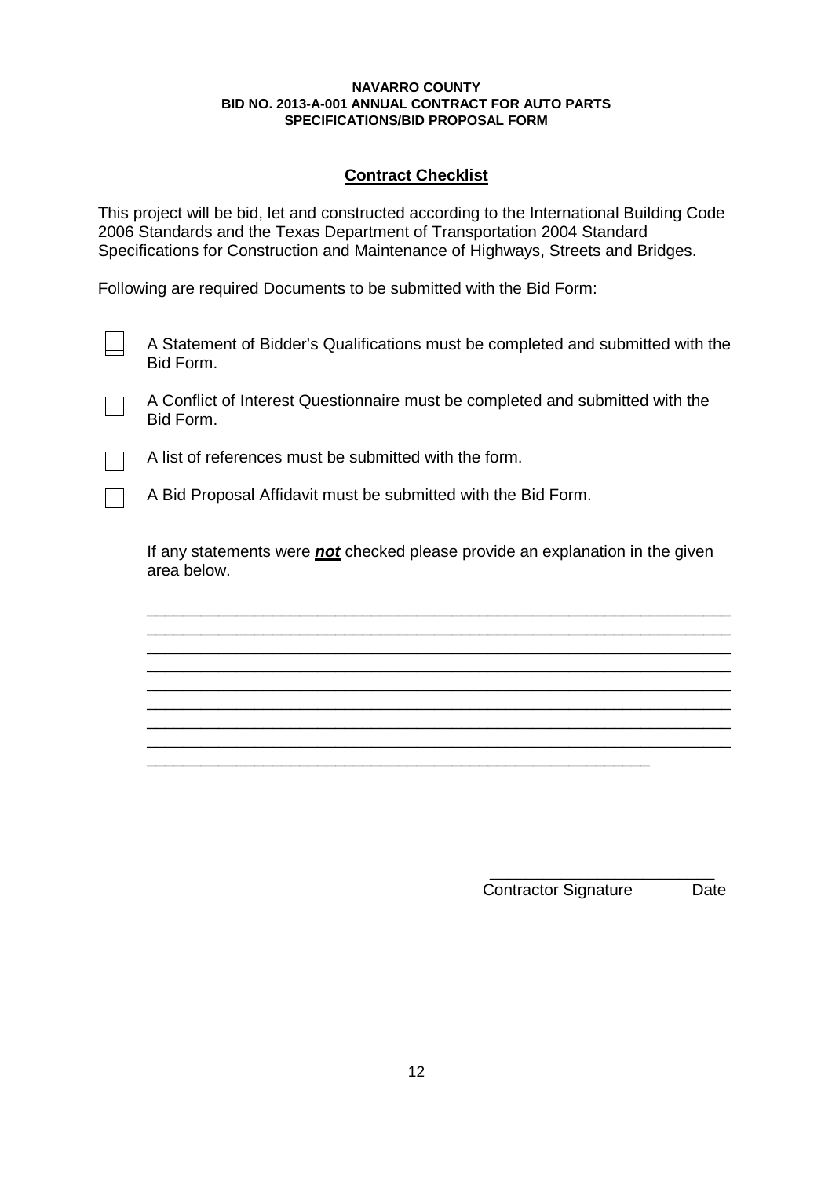**NAVARRO COUNTY**
**BID NO. 2013-A-001 ANNUAL CONTRACT FOR AUTO PARTS**
**SPECIFICATIONS/BID PROPOSAL FORM**

## Contract Checklist

This project will be bid, let and constructed according to the International Building Code 2006 Standards and the Texas Department of Transportation 2004 Standard Specifications for Construction and Maintenance of Highways, Streets and Bridges.

Following are required Documents to be submitted with the Bid Form:

- ☐ A Statement of Bidder's Qualifications must be completed and submitted with the Bid Form.
- ☐ A Conflict of Interest Questionnaire must be completed and submitted with the Bid Form.
- ☐ A list of references must be submitted with the form.
- ☐ A Bid Proposal Affidavit must be submitted with the Bid Form.

If any statements were ***not*** checked please provide an explanation in the given area below.

______________________________________________________________________
______________________________________________________________________
______________________________________________________________________
______________________________________________________________________
______________________________________________________________________
______________________________________________________________________
______________________________________________________________________
______________________________________________________________________
____________________________________________________________

_________________________
Contractor Signature        Date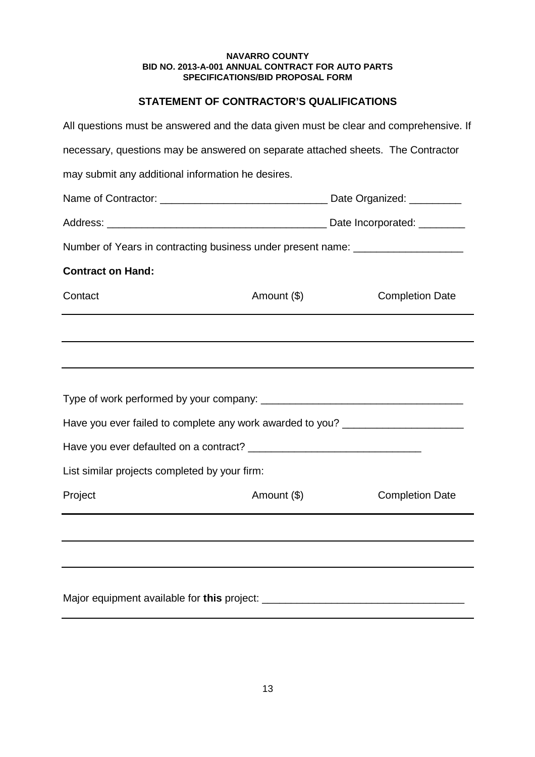**NAVARRO COUNTY**
**BID NO. 2013-A-001 ANNUAL CONTRACT FOR AUTO PARTS**
**SPECIFICATIONS/BID PROPOSAL FORM**

## STATEMENT OF CONTRACTOR'S QUALIFICATIONS

All questions must be answered and the data given must be clear and comprehensive. If necessary, questions may be answered on separate attached sheets. The Contractor may submit any additional information he desires.

Name of Contractor: ____________________________ Date Organized: _________

Address: _____________________________________ Date Incorporated: ________

Number of Years in contracting business under present name: __________________

**Contract on Hand:**

| Contact | Amount ($) | Completion Date |
|---|---|---|
| | | |
| | | |
| | | |

Type of work performed by your company: __________________________________

Have you ever failed to complete any work awarded to you? ____________________

Have you ever defaulted on a contract? _____________________________

List similar projects completed by your firm:

| Project | Amount ($) | Completion Date |
|---|---|---|
| | | |
| | | |
| | | |

Major equipment available for **this** project: __________________________________